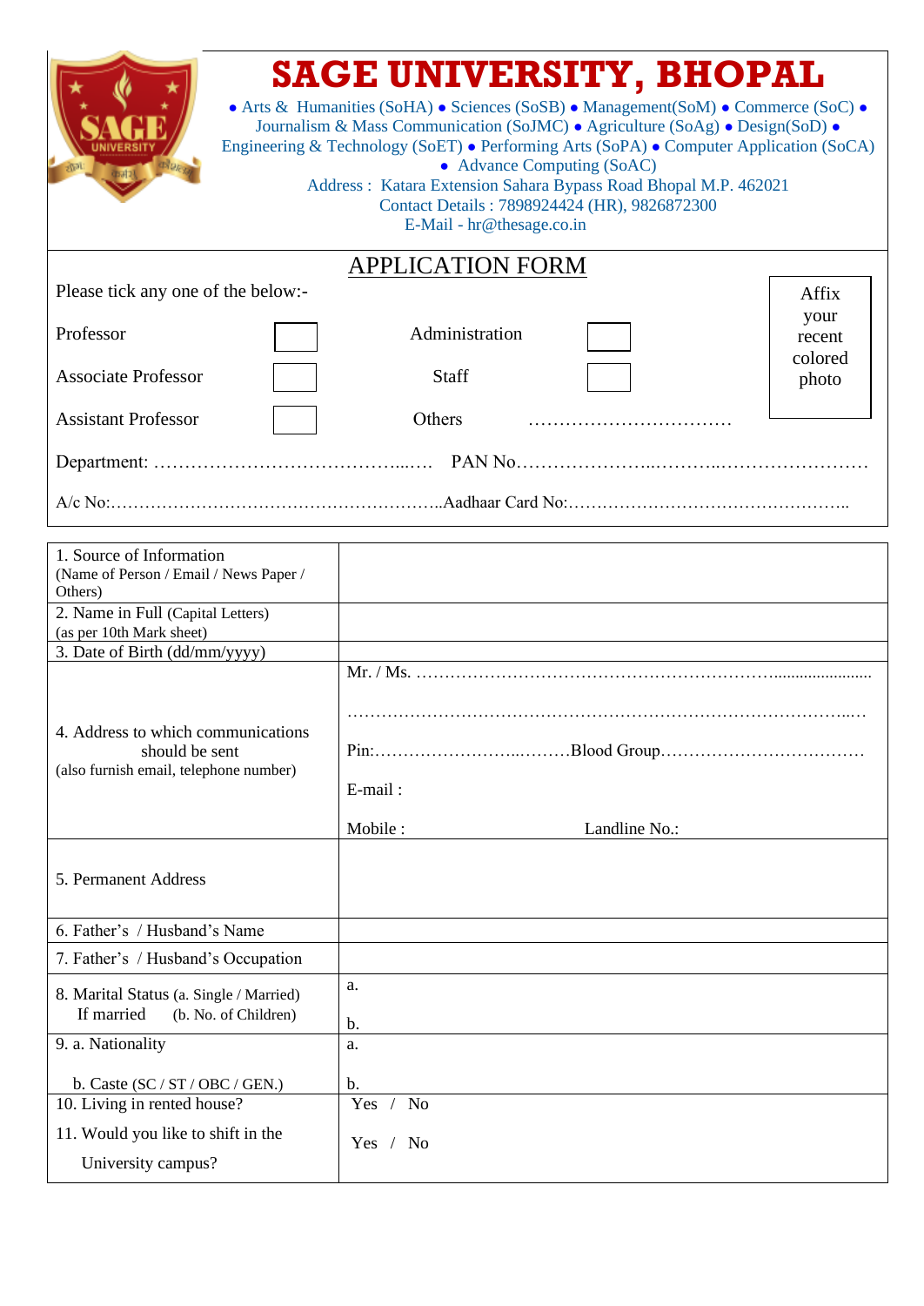# SAGE UNIVERSITY, BHOPAL

• Arts & Humanities (SoHA) • Sciences (SoSB) • Management(SoM) • Commerce (SoC) • Journalism & Mass Communication (SoJMC) • Agriculture (SoAg) • Design(SoD) • Engineering & Technology (SoET) • Performing Arts (SoPA) • Computer Application (SoCA) • Advance Computing (SoAC)

Address : Katara Extension Sahara Bypass Road Bhopal M.P. 462021
Contact Details : 7898924424 (HR), 9826872300
E-Mail - hr@thesage.co.in

## APPLICATION FORM

Please tick any one of the below:-

Affix your recent colored photo

| | | | |
|---|---|---|---|
| Professor | ☐ | Administration | ☐ |
| Associate Professor | ☐ | Staff | ☐ |
| Assistant Professor | ☐ | Others | ……………………………… |

Department: ……………………………………...…. PAN No……………………..………..……………………

A/c No:…………………………………………………..Aadhaar Card No:…………………………………………..

| | |
|---|---|
| 1. Source of Information (Name of Person / Email / News Paper / Others) | |
| 2. Name in Full (Capital Letters) (as per 10th Mark sheet) | |
| 3. Date of Birth (dd/mm/yyyy) | |
| 4. Address to which communications should be sent (also furnish email, telephone number) | Mr. / Ms. ………………………………………………………...................... <br> …………………………………………………………………………...… <br> Pin:……………………...………Blood Group……………………………… <br> E-mail : <br> Mobile : Landline No.: |
| 5. Permanent Address | |
| 6. Father's / Husband's Name | |
| 7. Father's / Husband's Occupation | |
| 8. Marital Status (a. Single / Married) If married (b. No. of Children) | a. <br> b. |
| 9. a. Nationality <br> b. Caste (SC / ST / OBC / GEN.) | a. <br> b. |
| 10. Living in rented house? <br> 11. Would you like to shift in the University campus? | Yes / No <br> Yes / No |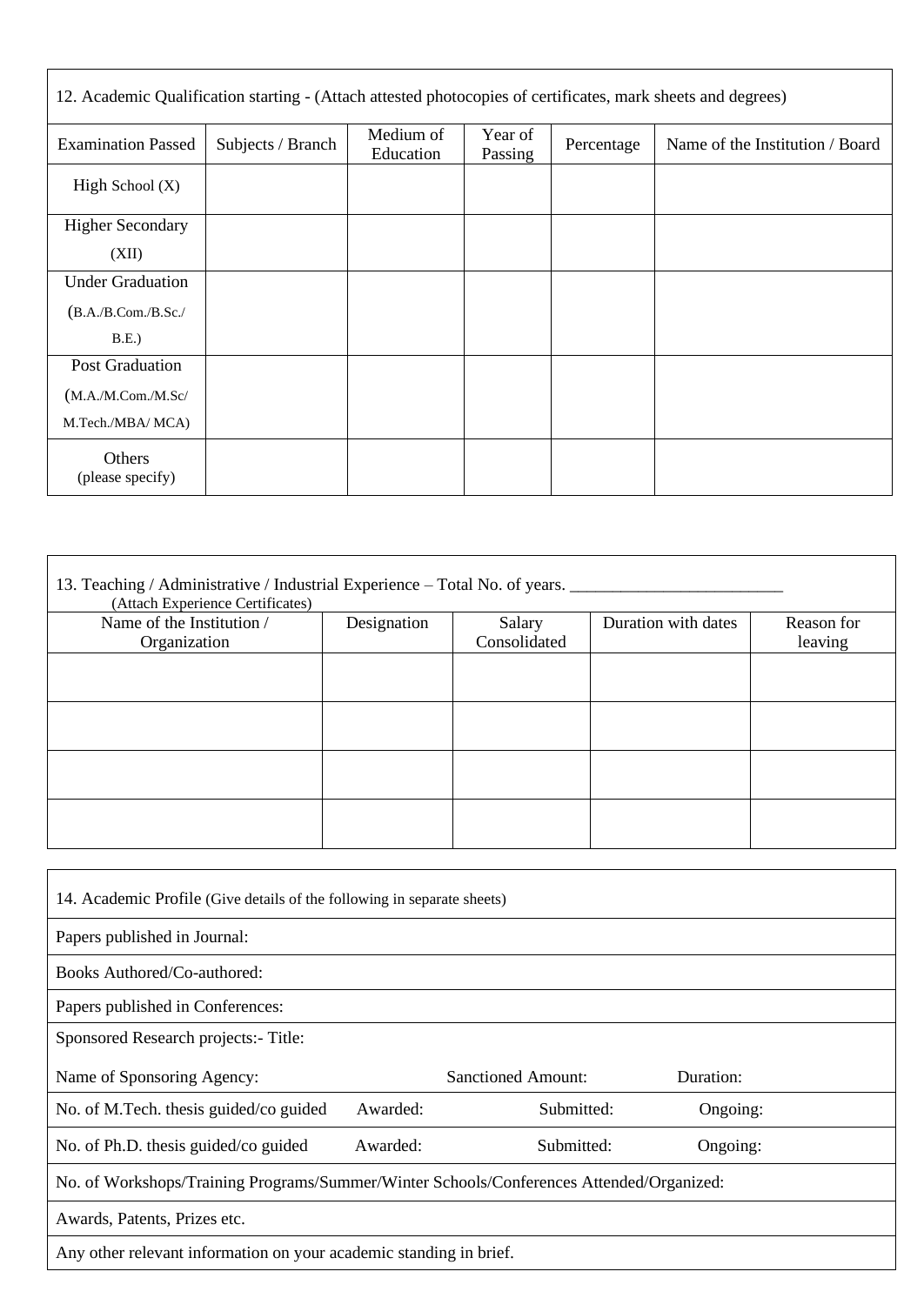12. Academic Qualification starting - (Attach attested photocopies of certificates, mark sheets and degrees)

| Examination Passed | Subjects / Branch | Medium of Education | Year of Passing | Percentage | Name of the Institution / Board |
|---|---|---|---|---|---|
| High School (X) | | | | | |
| Higher Secondary (XII) | | | | | |
| Under Graduation (B.A./B.Com./B.Sc./ B.E.) | | | | | |
| Post Graduation (M.A./M.Com./M.Sc/ M.Tech./MBA/ MCA) | | | | | |
| Others (please specify) | | | | | |

13. Teaching / Administrative / Industrial Experience – Total No. of years. _________________________
(Attach Experience Certificates)

| Name of the Institution / Organization | Designation | Salary Consolidated | Duration with dates | Reason for leaving |
|---|---|---|---|---|
| | | | | |
| | | | | |
| | | | | |
| | | | | |

14. Academic Profile (Give details of the following in separate sheets)

Papers published in Journal:

Books Authored/Co-authored:

Papers published in Conferences:

Sponsored Research projects:- Title:

Name of Sponsoring Agency: Sanctioned Amount: Duration:

No. of M.Tech. thesis guided/co guided Awarded: Submitted: Ongoing:

No. of Ph.D. thesis guided/co guided Awarded: Submitted: Ongoing:

No. of Workshops/Training Programs/Summer/Winter Schools/Conferences Attended/Organized:

Awards, Patents, Prizes etc.

Any other relevant information on your academic standing in brief.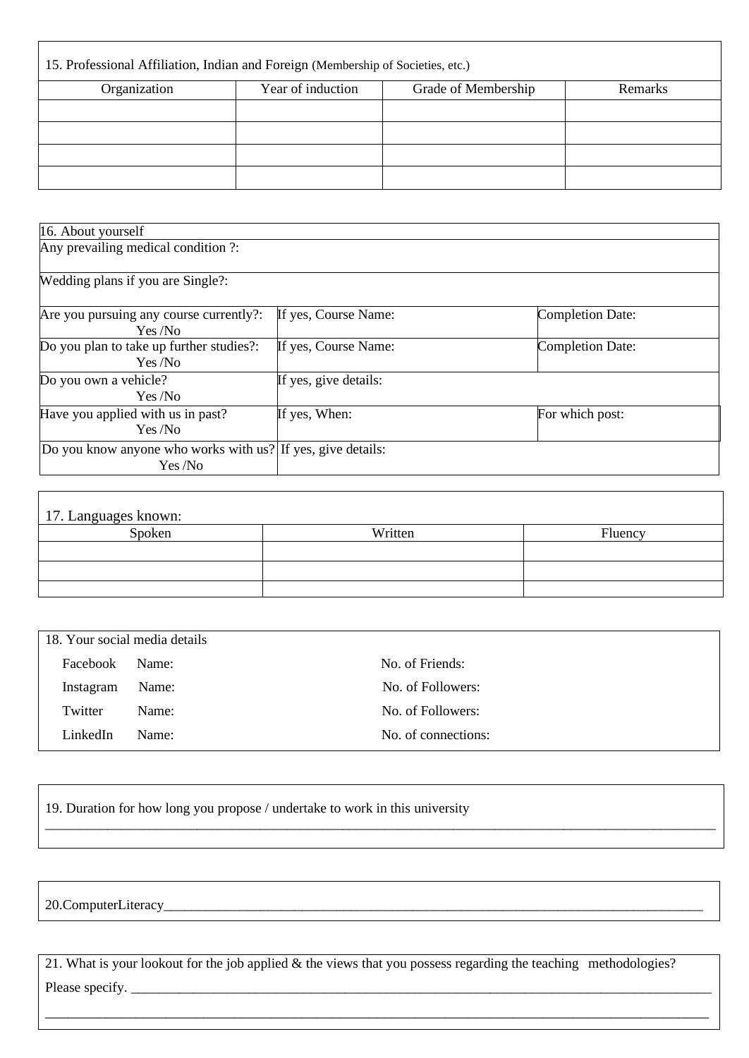15. Professional Affiliation, Indian and Foreign (Membership of Societies, etc.)

| Organization | Year of induction | Grade of Membership | Remarks |
|---|---|---|---|
| | | | |
| | | | |
| | | | |
| | | | |

| 16. About yourself | | |
|---|---|---|
| Any prevailing medical condition ?: | | |
| Wedding plans if you are Single?: | | |
| Are you pursuing any course currently?: Yes /No | If yes, Course Name: | Completion Date: |
| Do you plan to take up further studies?: Yes /No | If yes, Course Name: | Completion Date: |
| Do you own a vehicle? Yes /No | If yes, give details: | |
| Have you applied with us in past? Yes /No | If yes, When: | For which post: |
| Do you know anyone who works with us? Yes /No | If yes, give details: | |

17. Languages known:

| Spoken | Written | Fluency |
|---|---|---|
| | | |
| | | |
| | | |

18. Your social media details

| | | |
|---|---|---|
| Facebook | Name: | No. of Friends: |
| Instagram | Name: | No. of Followers: |
| Twitter | Name: | No. of Followers: |
| LinkedIn | Name: | No. of connections: |

19. Duration for how long you propose / undertake to work in this university
___________________________________________________________________________________________

20.ComputerLiteracy___________________________________________________________________________

21. What is your lookout for the job applied & the views that you possess regarding the teaching methodologies?
Please specify. ______________________________________________________________________________
___________________________________________________________________________________________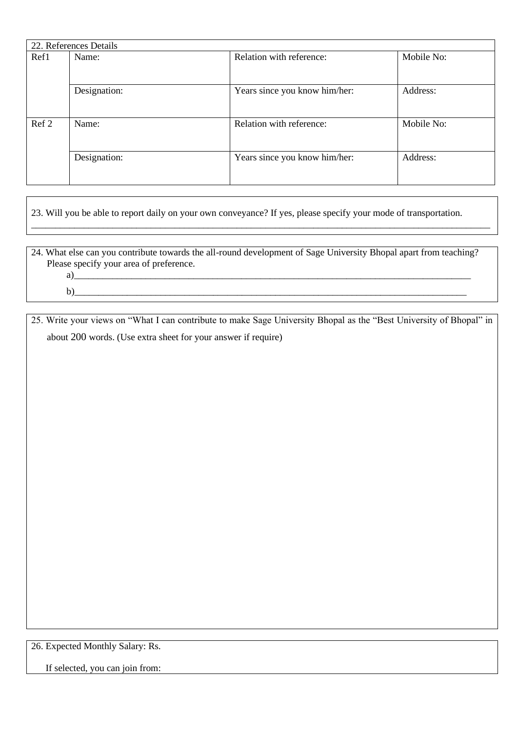| 22. References Details | | | |
|---|---|---|---|
| Ref1 | Name: | Relation with reference: | Mobile No: |
| | Designation: | Years since you know him/her: | Address: |
| Ref 2 | Name: | Relation with reference: | Mobile No: |
| | Designation: | Years since you know him/her: | Address: |

23. Will you be able to report daily on your own conveyance? If yes, please specify your mode of transportation.

______________________________________________________________________________________

24. What else can you contribute towards the all-round development of Sage University Bhopal apart from teaching? Please specify your area of preference.

a)________________________________________________________________________________

b)________________________________________________________________________________

25. Write your views on "What I can contribute to make Sage University Bhopal as the "Best University of Bhopal" in about 200 words. (Use extra sheet for your answer if require)

26. Expected Monthly Salary: Rs.

If selected, you can join from: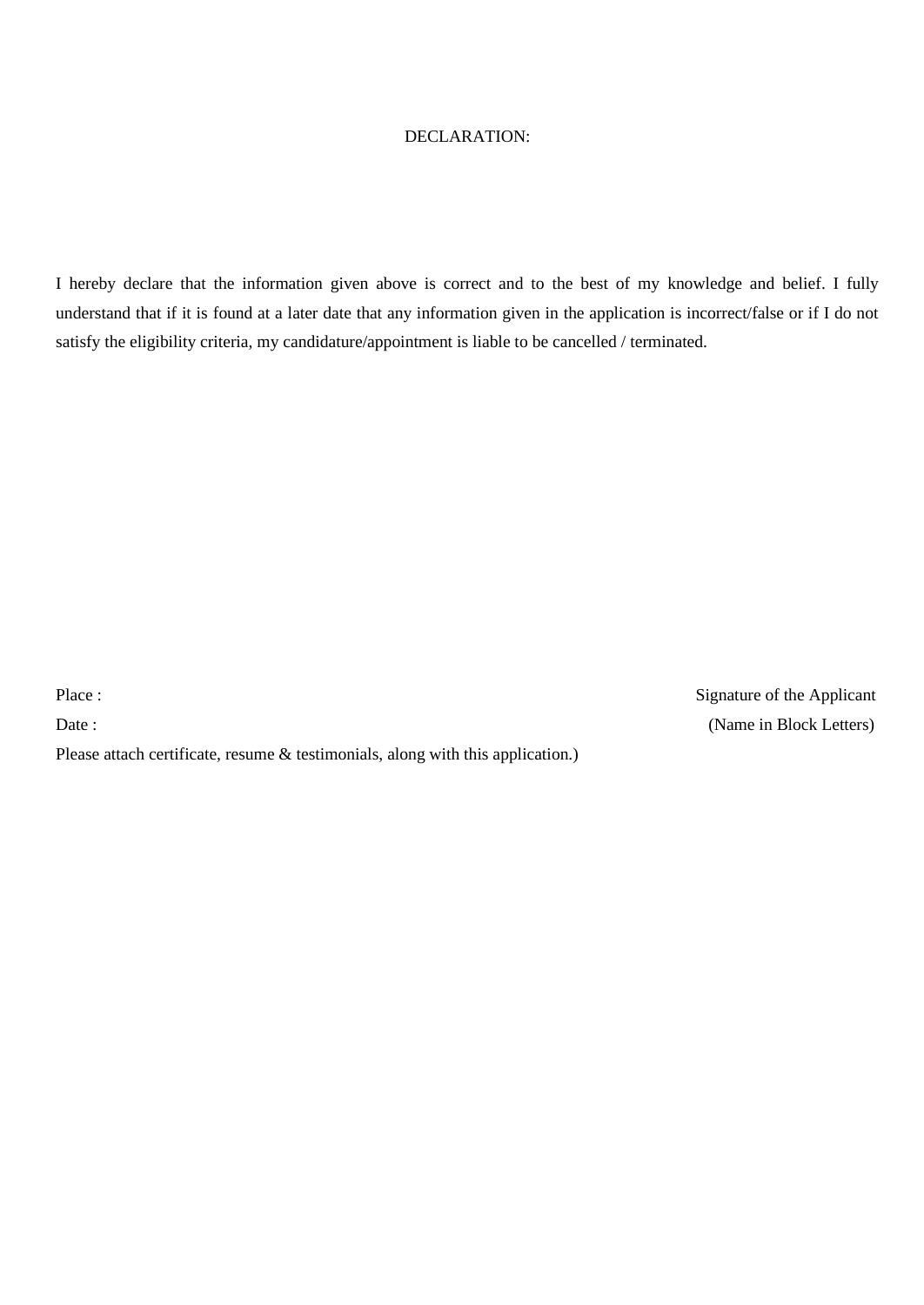## DECLARATION:

I hereby declare that the information given above is correct and to the best of my knowledge and belief. I fully understand that if it is found at a later date that any information given in the application is incorrect/false or if I do not satisfy the eligibility criteria, my candidature/appointment is liable to be cancelled / terminated.

Place : Signature of the Applicant

Date : (Name in Block Letters)

Please attach certificate, resume & testimonials, along with this application.)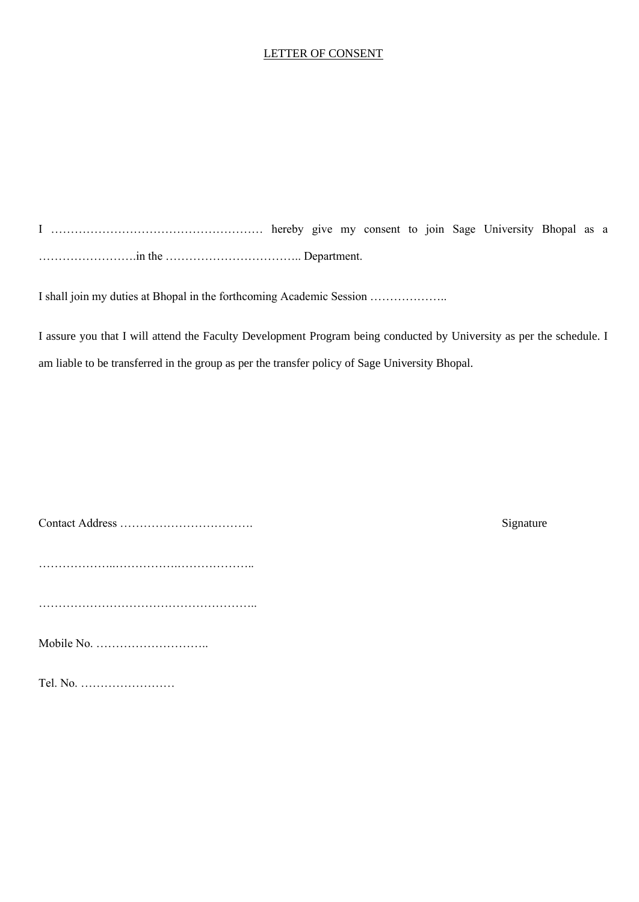<u>LETTER OF CONSENT</u>

I ……………………………………………… hereby give my consent to join Sage University Bhopal as a …………………….in the …………………………….. Department.

I shall join my duties at Bhopal in the forthcoming Academic Session ………………..

I assure you that I will attend the Faculty Development Program being conducted by University as per the schedule. I am liable to be transferred in the group as per the transfer policy of Sage University Bhopal.

Contact Address ……………………………. Signature

………………..……………..………………..

………………………………………………..

Mobile No. ………………………..

Tel. No. ……………………